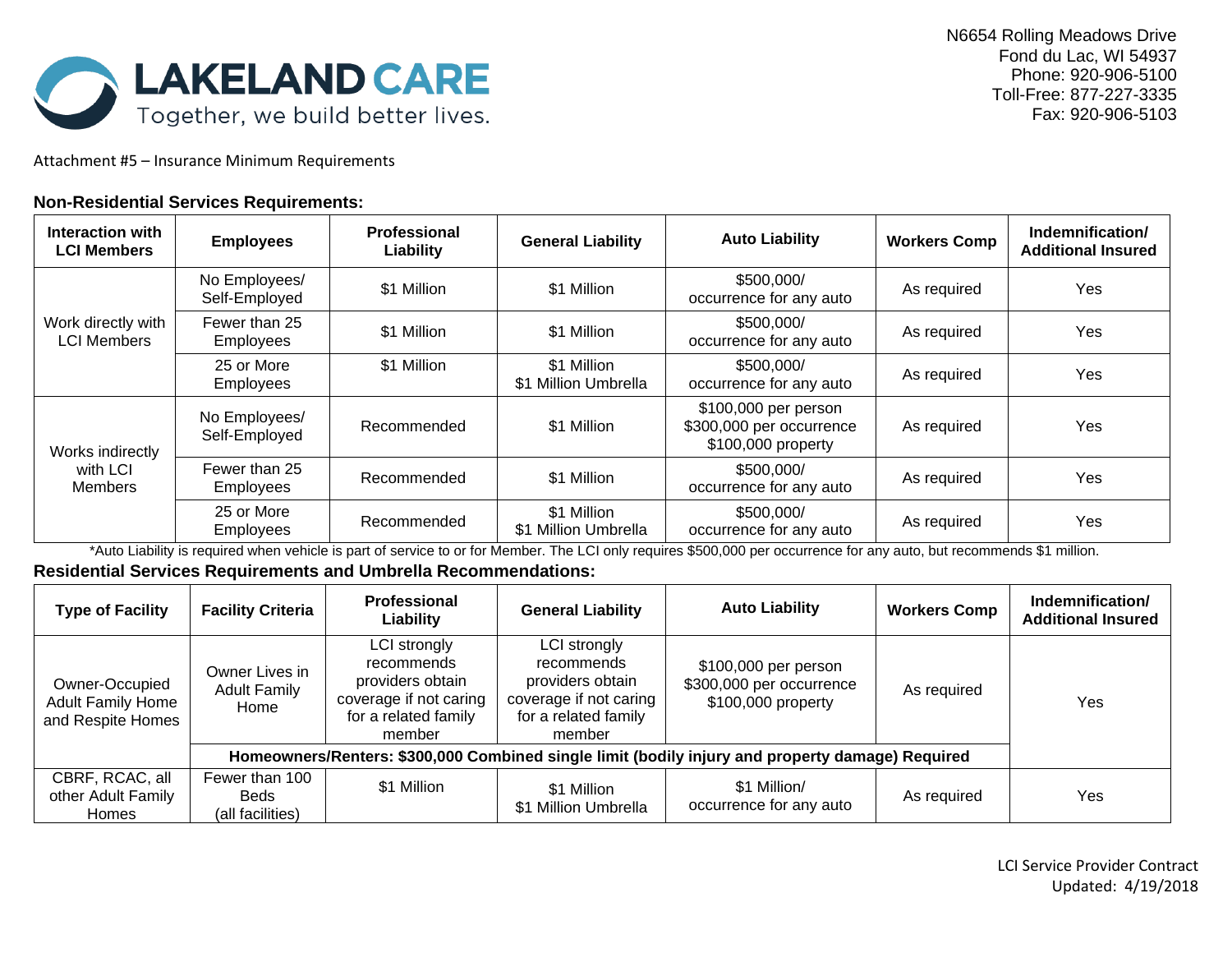# LAKELAND CARE

Together, we build better lives.

N6654 Rolling Meadows Drive
Fond du Lac, WI 54937
Phone: 920-906-5100
Toll-Free: 877-227-3335
Fax: 920-906-5103

Attachment #5 – Insurance Minimum Requirements

## Non-Residential Services Requirements:

| Interaction with LCI Members | Employees | Professional Liability | General Liability | Auto Liability | Workers Comp | Indemnification/ Additional Insured |
|---|---|---|---|---|---|---|
| Work directly with LCI Members | No Employees/ Self-Employed | $1 Million | $1 Million | $500,000/ occurrence for any auto | As required | Yes |
| | Fewer than 25 Employees | $1 Million | $1 Million | $500,000/ occurrence for any auto | As required | Yes |
| | 25 or More Employees | $1 Million | $1 Million $1 Million Umbrella | $500,000/ occurrence for any auto | As required | Yes |
| Works indirectly with LCI Members | No Employees/ Self-Employed | Recommended | $1 Million | $100,000 per person $300,000 per occurrence $100,000 property | As required | Yes |
| | Fewer than 25 Employees | Recommended | $1 Million | $500,000/ occurrence for any auto | As required | Yes |
| | 25 or More Employees | Recommended | $1 Million $1 Million Umbrella | $500,000/ occurrence for any auto | As required | Yes |

*Auto Liability is required when vehicle is part of service to or for Member. The LCI only requires $500,000 per occurrence for any auto, but recommends $1 million.

## Residential Services Requirements and Umbrella Recommendations:

| Type of Facility | Facility Criteria | Professional Liability | General Liability | Auto Liability | Workers Comp | Indemnification/ Additional Insured |
|---|---|---|---|---|---|---|
| Owner-Occupied Adult Family Home and Respite Homes | Owner Lives in Adult Family Home | LCI strongly recommends providers obtain coverage if not caring for a related family member | LCI strongly recommends providers obtain coverage if not caring for a related family member | $100,000 per person $300,000 per occurrence $100,000 property | As required | Yes |
| | **Homeowners/Renters: $300,000 Combined single limit (bodily injury and property damage) Required** | | | | | |
| CBRF, RCAC, all other Adult Family Homes | Fewer than 100 Beds (all facilities) | $1 Million | $1 Million $1 Million Umbrella | $1 Million/ occurrence for any auto | As required | Yes |

LCI Service Provider Contract
Updated: 4/19/2018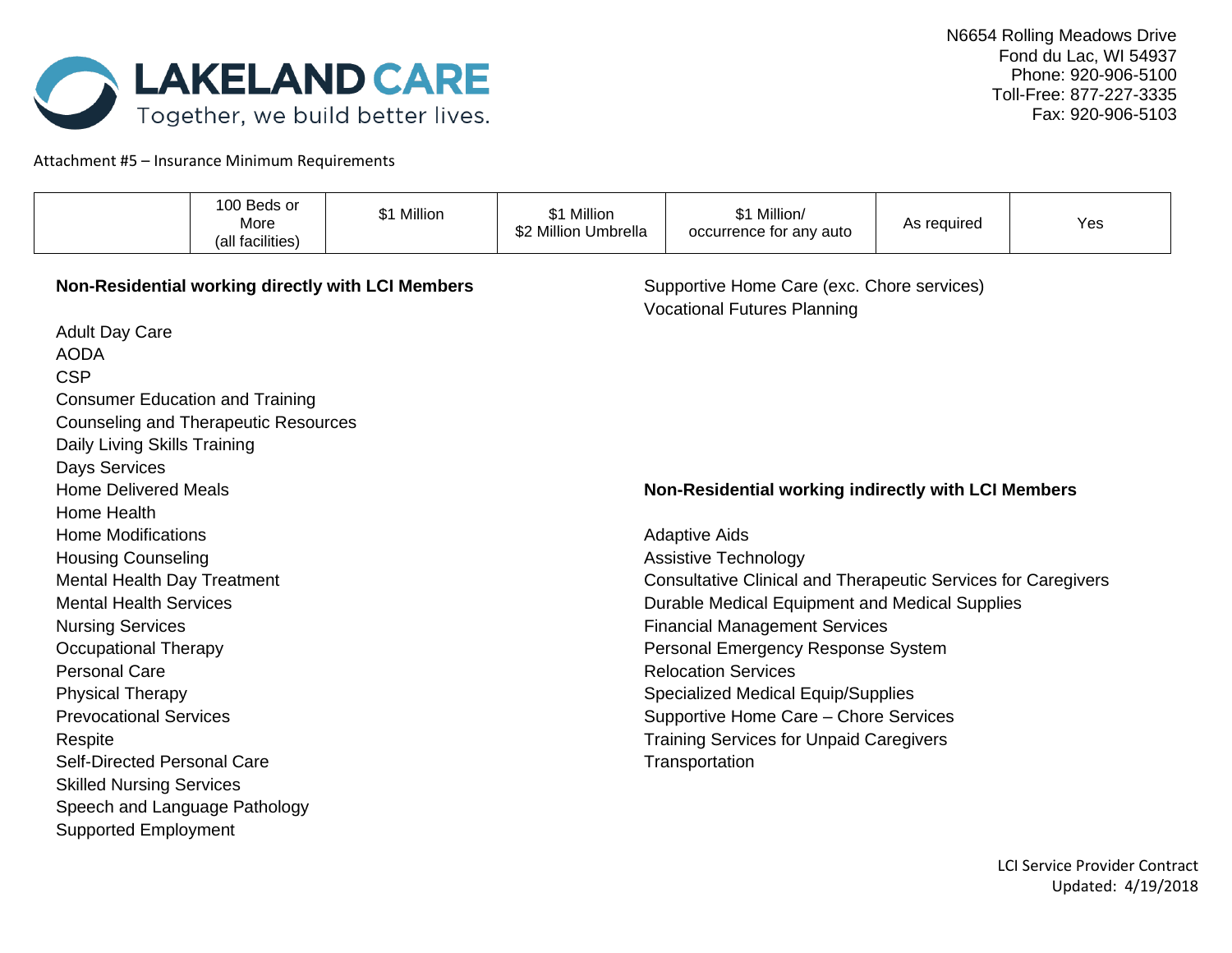N6654 Rolling Meadows Drive
Fond du Lac, WI 54937
Phone: 920-906-5100
Toll-Free: 877-227-3335
Fax: 920-906-5103

Attachment #5 – Insurance Minimum Requirements

| | | | | | | |
|---|---|---|---|---|---|---|
| | 100 Beds or More (all facilities) | $1 Million | $1 Million $2 Million Umbrella | $1 Million/ occurrence for any auto | As required | Yes |

**Non-Residential working directly with LCI Members**

Adult Day Care
AODA
CSP
Consumer Education and Training
Counseling and Therapeutic Resources
Daily Living Skills Training
Days Services
Home Delivered Meals
Home Health
Home Modifications
Housing Counseling
Mental Health Day Treatment
Mental Health Services
Nursing Services
Occupational Therapy
Personal Care
Physical Therapy
Prevocational Services
Respite
Self-Directed Personal Care
Skilled Nursing Services
Speech and Language Pathology
Supported Employment
Supportive Home Care (exc. Chore services)
Vocational Futures Planning

**Non-Residential working indirectly with LCI Members**

Adaptive Aids
Assistive Technology
Consultative Clinical and Therapeutic Services for Caregivers
Durable Medical Equipment and Medical Supplies
Financial Management Services
Personal Emergency Response System
Relocation Services
Specialized Medical Equip/Supplies
Supportive Home Care – Chore Services
Training Services for Unpaid Caregivers
Transportation

LCI Service Provider Contract
Updated: 4/19/2018